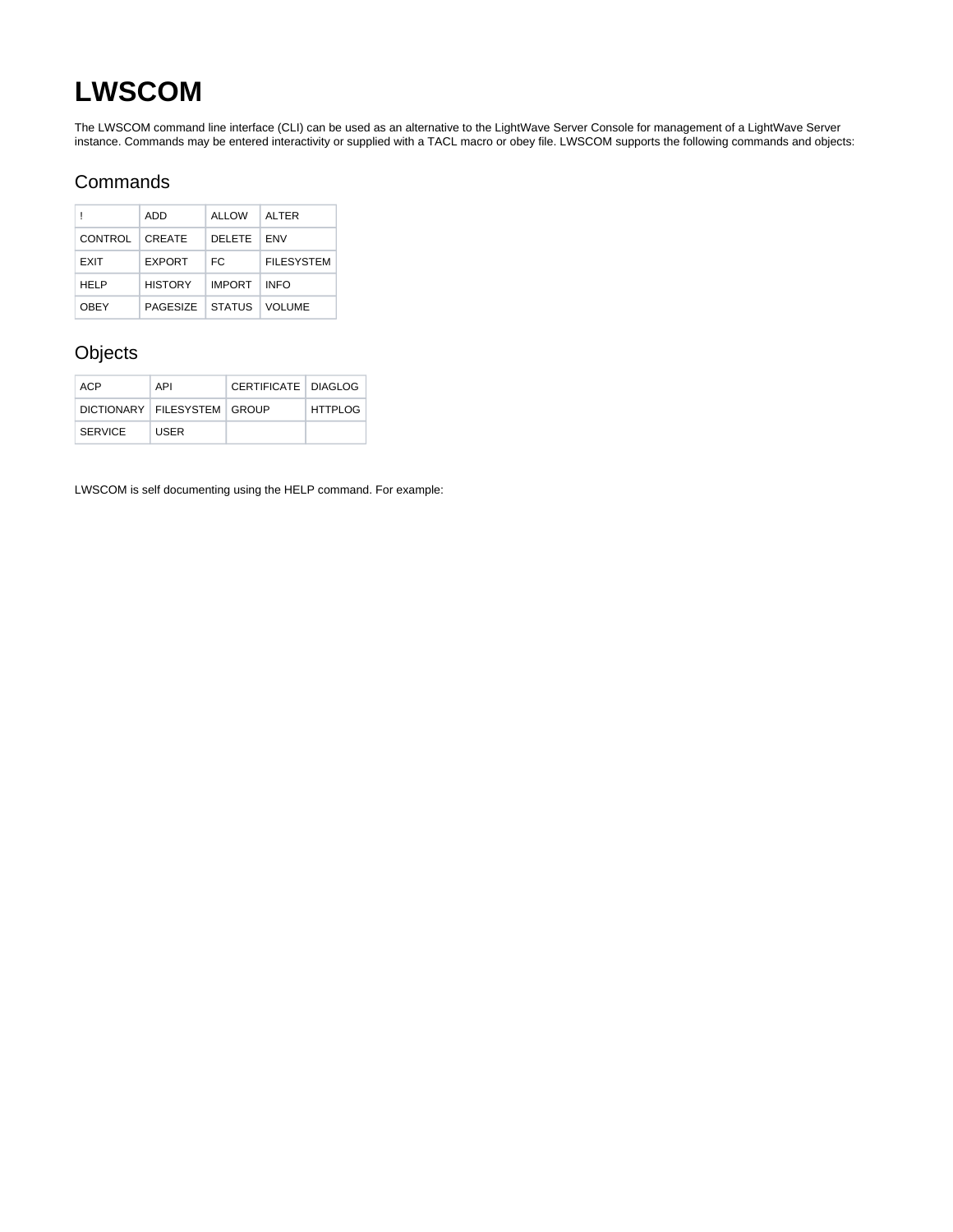# LWSCOM

The LWSCOM command line interface (CLI) can be used as an alternative to the LightWave Server Console for management of a LightWave Server instance. Commands may be entered interactivity or supplied with a TACL macro or obey file. LWSCOM supports the following commands and objects:

## Commands

| | | | |
|---|---|---|---|
| ! | ADD | ALLOW | ALTER |
| CONTROL | CREATE | DELETE | ENV |
| EXIT | EXPORT | FC | FILESYSTEM |
| HELP | HISTORY | IMPORT | INFO |
| OBEY | PAGESIZE | STATUS | VOLUME |

## Objects

| | | | |
|---|---|---|---|
| ACP | API | CERTIFICATE | DIAGLOG |
| DICTIONARY | FILESYSTEM | GROUP | HTTPLOG |
| SERVICE | USER | | |

LWSCOM is self documenting using the HELP command. For example: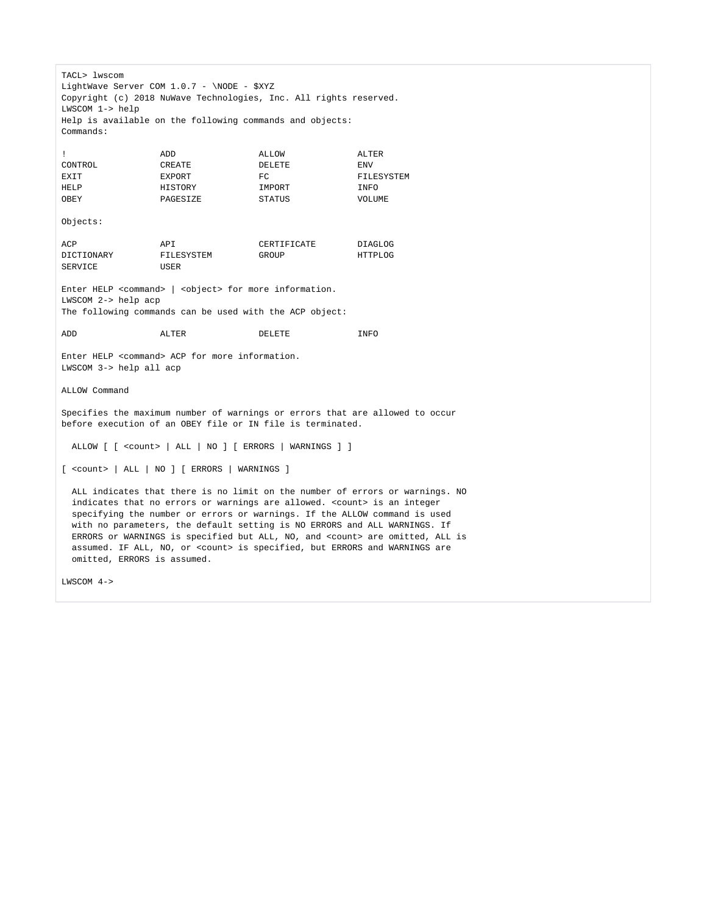```
TACL> lwscom
LightWave Server COM 1.0.7 - \NODE - $XYZ
Copyright (c) 2018 NuWave Technologies, Inc. All rights reserved.
LWSCOM 1-> help
Help is available on the following commands and objects:
Commands:

!                 ADD               ALLOW             ALTER
CONTROL           CREATE            DELETE            ENV
EXIT              EXPORT            FC                FILESYSTEM
HELP              HISTORY           IMPORT            INFO
OBEY              PAGESIZE          STATUS            VOLUME

Objects:

ACP               API               CERTIFICATE       DIAGLOG
DICTIONARY        FILESYSTEM        GROUP             HTTPLOG
SERVICE           USER

Enter HELP <command> | <object> for more information.
LWSCOM 2-> help acp
The following commands can be used with the ACP object:

ADD               ALTER             DELETE            INFO

Enter HELP <command> ACP for more information.
LWSCOM 3-> help all acp

ALLOW Command

Specifies the maximum number of warnings or errors that are allowed to occur
before execution of an OBEY file or IN file is terminated.

  ALLOW [ [ <count> | ALL | NO ] [ ERRORS | WARNINGS ] ]

[ <count> | ALL | NO ] [ ERRORS | WARNINGS ]

  ALL indicates that there is no limit on the number of errors or warnings. NO
  indicates that no errors or warnings are allowed. <count> is an integer
  specifying the number or errors or warnings. If the ALLOW command is used
  with no parameters, the default setting is NO ERRORS and ALL WARNINGS. If
  ERRORS or WARNINGS is specified but ALL, NO, and <count> are omitted, ALL is
  assumed. IF ALL, NO, or <count> is specified, but ERRORS and WARNINGS are
  omitted, ERRORS is assumed.

LWSCOM 4->
```